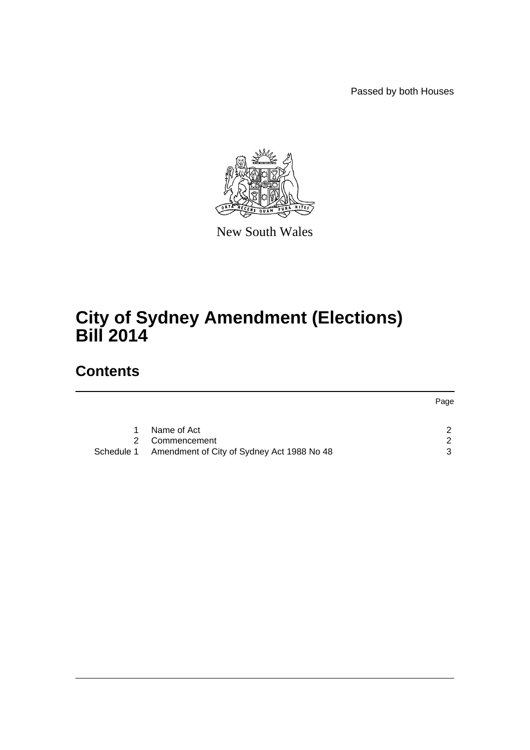Passed by both Houses

New South Wales

# City of Sydney Amendment (Elections) Bill 2014

## Contents

| | | Page |
|---|---|---|
| 1 | Name of Act | 2 |
| 2 | Commencement | 2 |
| Schedule 1 | Amendment of City of Sydney Act 1988 No 48 | 3 |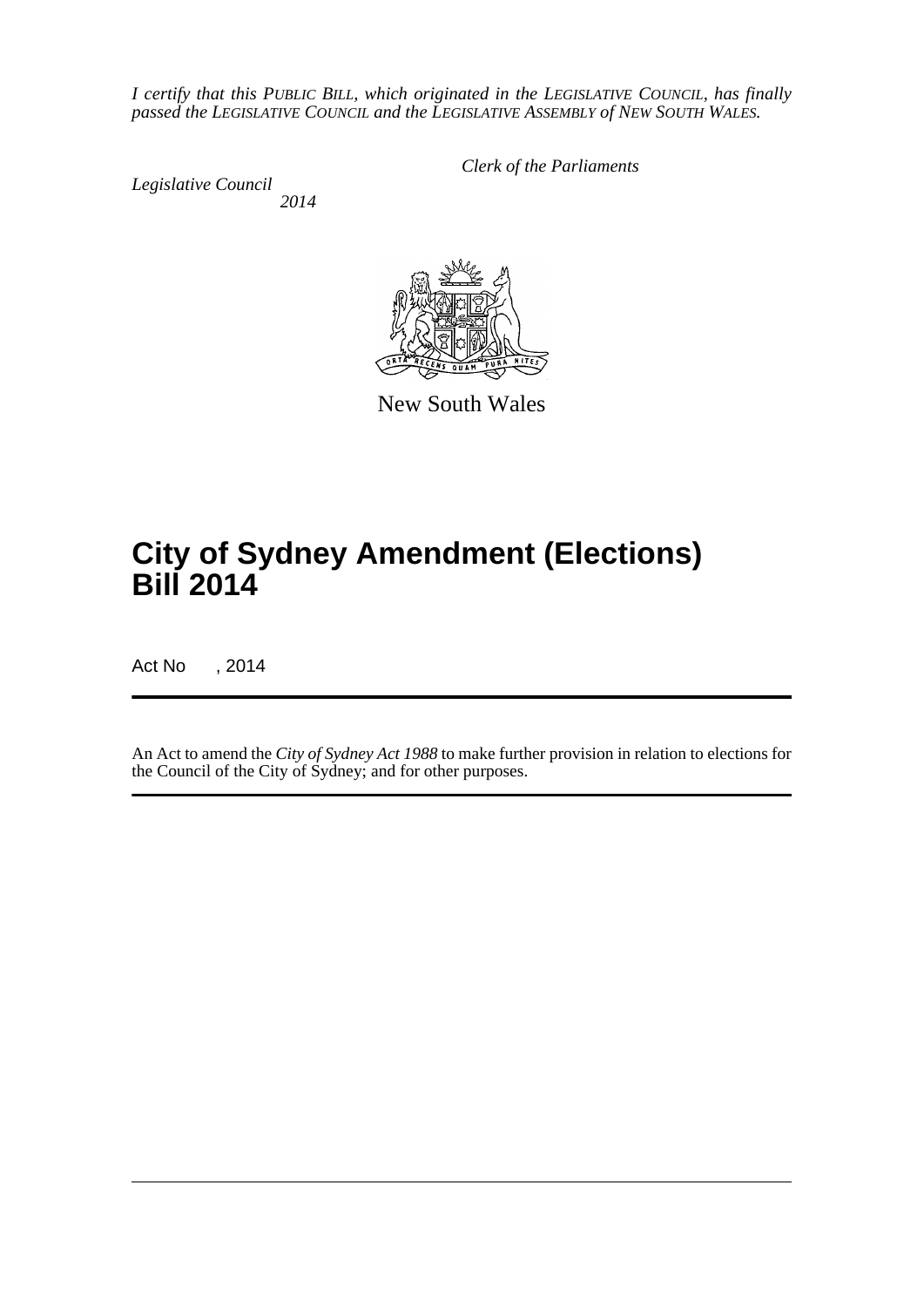*I certify that this PUBLIC BILL, which originated in the LEGISLATIVE COUNCIL, has finally passed the LEGISLATIVE COUNCIL and the LEGISLATIVE ASSEMBLY of NEW SOUTH WALES.*

*Clerk of the Parliaments*

*Legislative Council*
*2014*

New South Wales

# City of Sydney Amendment (Elections) Bill 2014

Act No , 2014

An Act to amend the *City of Sydney Act 1988* to make further provision in relation to elections for the Council of the City of Sydney; and for other purposes.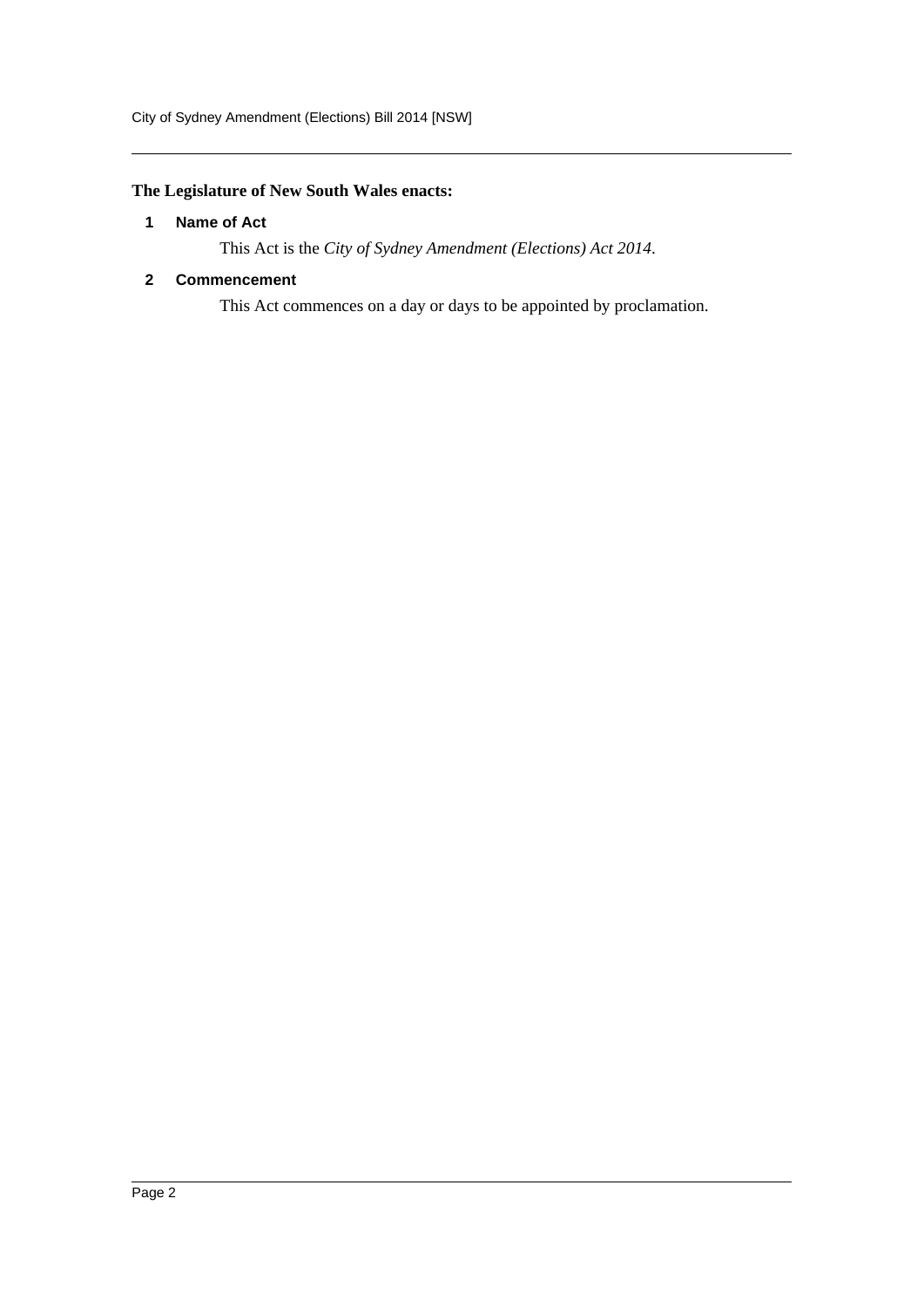**The Legislature of New South Wales enacts:**

## 1 Name of Act

This Act is the *City of Sydney Amendment (Elections) Act 2014*.

## 2 Commencement

This Act commences on a day or days to be appointed by proclamation.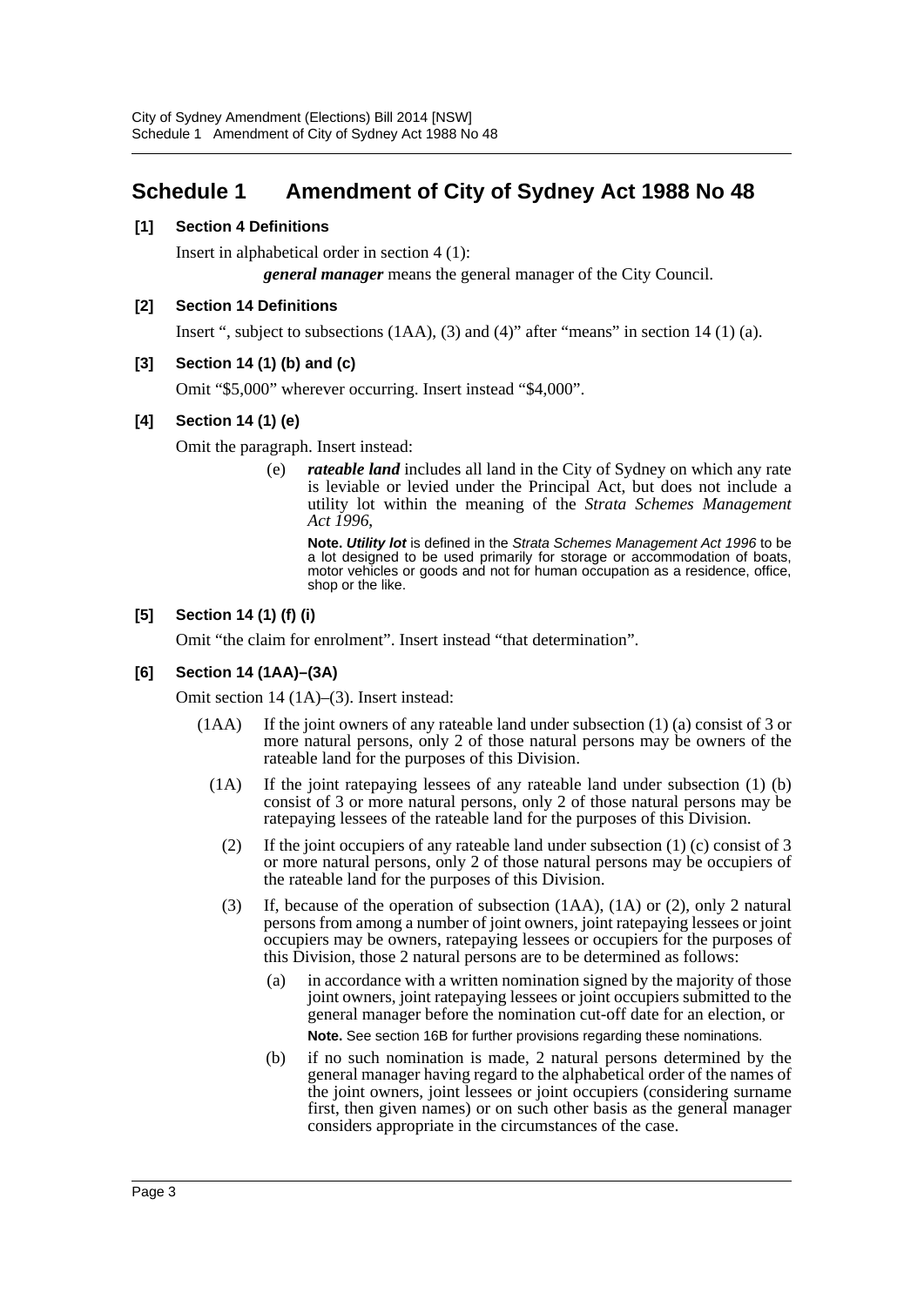## Schedule 1 Amendment of City of Sydney Act 1988 No 48

**[1] Section 4 Definitions**

Insert in alphabetical order in section 4 (1):

***general manager*** means the general manager of the City Council.

**[2] Section 14 Definitions**

Insert ", subject to subsections (1AA), (3) and (4)" after "means" in section 14 (1) (a).

**[3] Section 14 (1) (b) and (c)**

Omit "$5,000" wherever occurring. Insert instead "$4,000".

**[4] Section 14 (1) (e)**

Omit the paragraph. Insert instead:

(e) ***rateable land*** includes all land in the City of Sydney on which any rate is leviable or levied under the Principal Act, but does not include a utility lot within the meaning of the *Strata Schemes Management Act 1996*,

**Note.** ***Utility lot*** is defined in the *Strata Schemes Management Act 1996* to be a lot designed to be used primarily for storage or accommodation of boats, motor vehicles or goods and not for human occupation as a residence, office, shop or the like.

**[5] Section 14 (1) (f) (i)**

Omit "the claim for enrolment". Insert instead "that determination".

**[6] Section 14 (1AA)–(3A)**

Omit section 14 (1A)–(3). Insert instead:

(1AA) If the joint owners of any rateable land under subsection (1) (a) consist of 3 or more natural persons, only 2 of those natural persons may be owners of the rateable land for the purposes of this Division.

(1A) If the joint ratepaying lessees of any rateable land under subsection (1) (b) consist of 3 or more natural persons, only 2 of those natural persons may be ratepaying lessees of the rateable land for the purposes of this Division.

(2) If the joint occupiers of any rateable land under subsection (1) (c) consist of 3 or more natural persons, only 2 of those natural persons may be occupiers of the rateable land for the purposes of this Division.

(3) If, because of the operation of subsection (1AA), (1A) or (2), only 2 natural persons from among a number of joint owners, joint ratepaying lessees or joint occupiers may be owners, ratepaying lessees or occupiers for the purposes of this Division, those 2 natural persons are to be determined as follows:

(a) in accordance with a written nomination signed by the majority of those joint owners, joint ratepaying lessees or joint occupiers submitted to the general manager before the nomination cut-off date for an election, or

**Note.** See section 16B for further provisions regarding these nominations.

(b) if no such nomination is made, 2 natural persons determined by the general manager having regard to the alphabetical order of the names of the joint owners, joint lessees or joint occupiers (considering surname first, then given names) or on such other basis as the general manager considers appropriate in the circumstances of the case.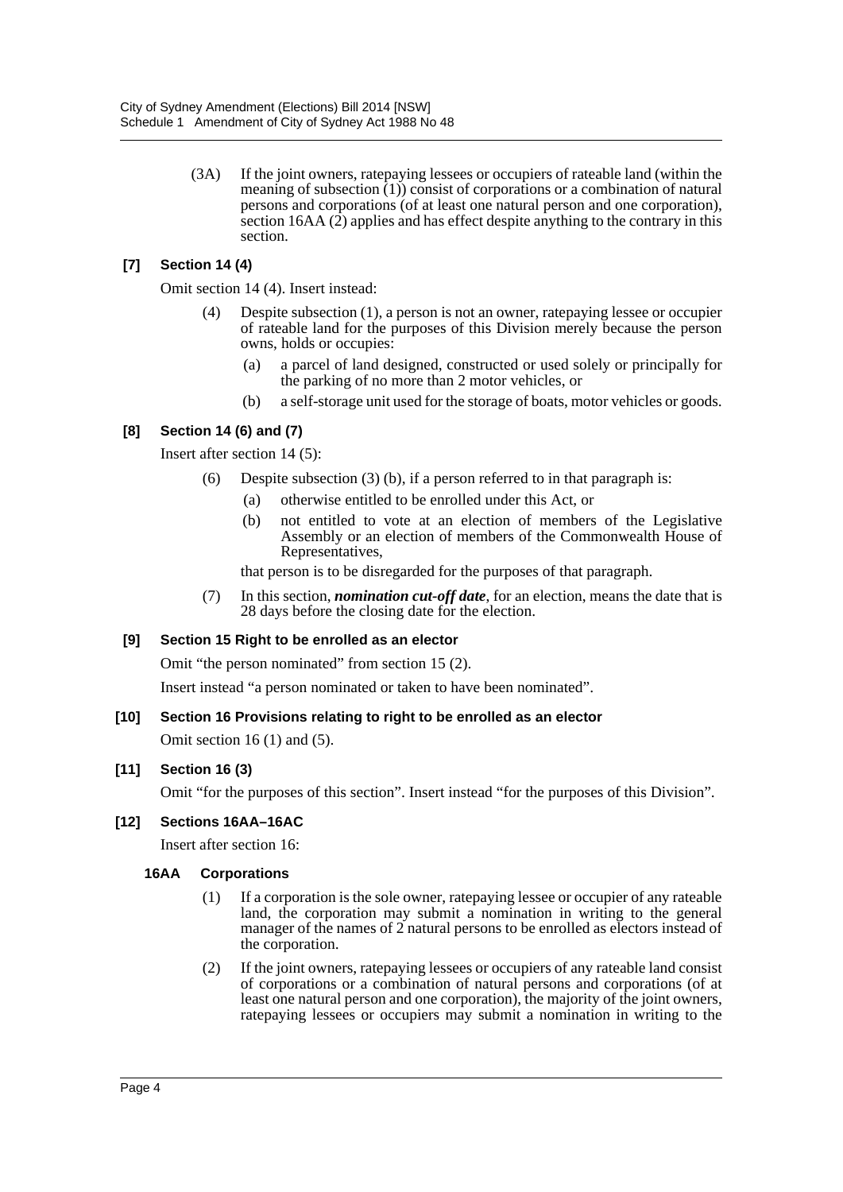(3A) If the joint owners, ratepaying lessees or occupiers of rateable land (within the meaning of subsection (1)) consist of corporations or a combination of natural persons and corporations (of at least one natural person and one corporation), section 16AA (2) applies and has effect despite anything to the contrary in this section.

### [7] Section 14 (4)

Omit section 14 (4). Insert instead:

(4) Despite subsection (1), a person is not an owner, ratepaying lessee or occupier of rateable land for the purposes of this Division merely because the person owns, holds or occupies:

(a) a parcel of land designed, constructed or used solely or principally for the parking of no more than 2 motor vehicles, or

(b) a self-storage unit used for the storage of boats, motor vehicles or goods.

### [8] Section 14 (6) and (7)

Insert after section 14 (5):

(6) Despite subsection (3) (b), if a person referred to in that paragraph is:

(a) otherwise entitled to be enrolled under this Act, or

(b) not entitled to vote at an election of members of the Legislative Assembly or an election of members of the Commonwealth House of Representatives,

that person is to be disregarded for the purposes of that paragraph.

(7) In this section, ***nomination cut-off date***, for an election, means the date that is 28 days before the closing date for the election.

### [9] Section 15 Right to be enrolled as an elector

Omit "the person nominated" from section 15 (2).

Insert instead "a person nominated or taken to have been nominated".

### [10] Section 16 Provisions relating to right to be enrolled as an elector

Omit section 16 (1) and (5).

### [11] Section 16 (3)

Omit "for the purposes of this section". Insert instead "for the purposes of this Division".

### [12] Sections 16AA–16AC

Insert after section 16:

#### 16AA Corporations

(1) If a corporation is the sole owner, ratepaying lessee or occupier of any rateable land, the corporation may submit a nomination in writing to the general manager of the names of 2 natural persons to be enrolled as electors instead of the corporation.

(2) If the joint owners, ratepaying lessees or occupiers of any rateable land consist of corporations or a combination of natural persons and corporations (of at least one natural person and one corporation), the majority of the joint owners, ratepaying lessees or occupiers may submit a nomination in writing to the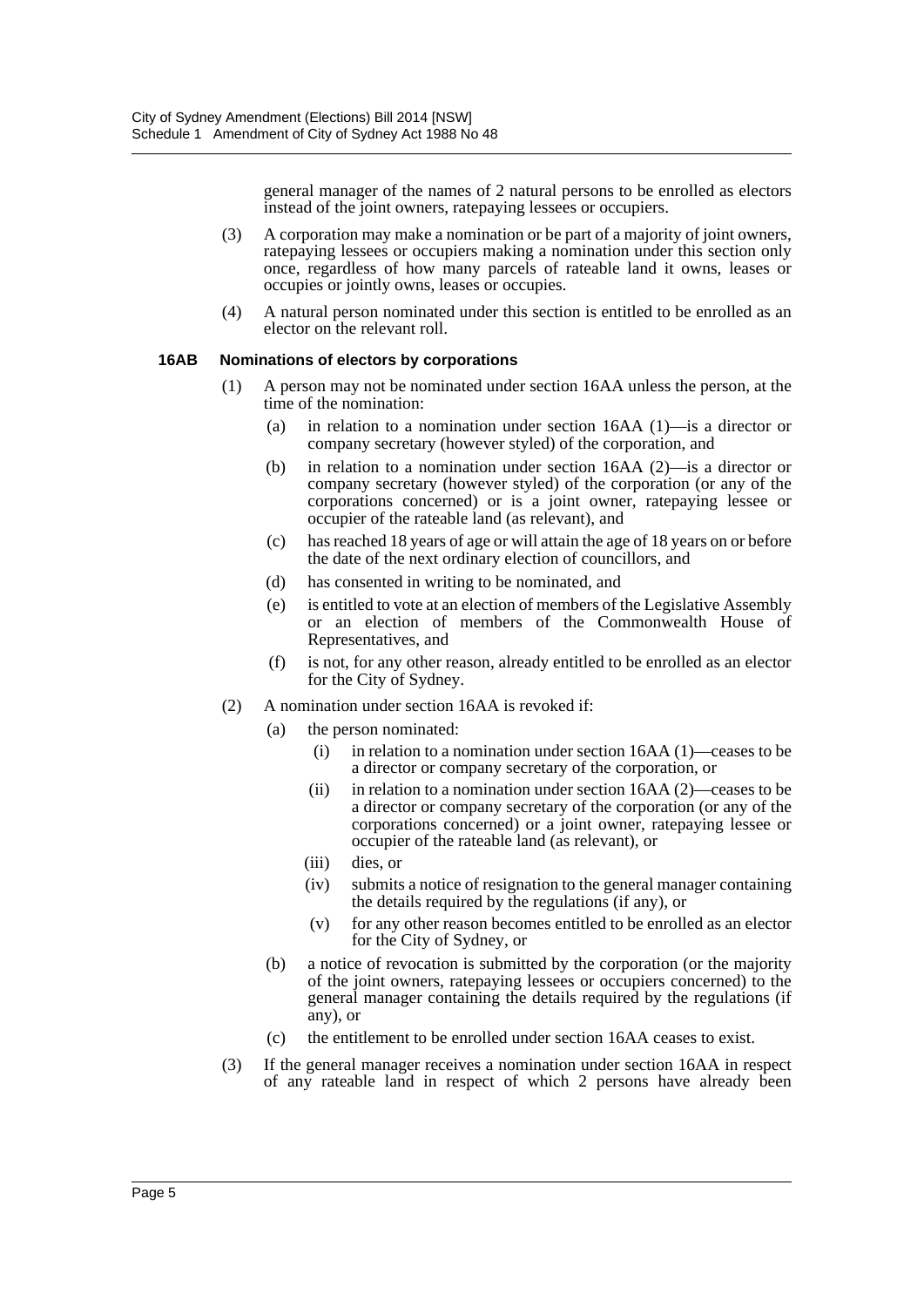general manager of the names of 2 natural persons to be enrolled as electors instead of the joint owners, ratepaying lessees or occupiers.

(3) A corporation may make a nomination or be part of a majority of joint owners, ratepaying lessees or occupiers making a nomination under this section only once, regardless of how many parcels of rateable land it owns, leases or occupies or jointly owns, leases or occupies.

(4) A natural person nominated under this section is entitled to be enrolled as an elector on the relevant roll.

**16AB Nominations of electors by corporations**

(1) A person may not be nominated under section 16AA unless the person, at the time of the nomination:

- (a) in relation to a nomination under section 16AA (1)—is a director or company secretary (however styled) of the corporation, and
- (b) in relation to a nomination under section 16AA (2)—is a director or company secretary (however styled) of the corporation (or any of the corporations concerned) or is a joint owner, ratepaying lessee or occupier of the rateable land (as relevant), and
- (c) has reached 18 years of age or will attain the age of 18 years on or before the date of the next ordinary election of councillors, and
- (d) has consented in writing to be nominated, and
- (e) is entitled to vote at an election of members of the Legislative Assembly or an election of members of the Commonwealth House of Representatives, and
- (f) is not, for any other reason, already entitled to be enrolled as an elector for the City of Sydney.

(2) A nomination under section 16AA is revoked if:

- (a) the person nominated:
  - (i) in relation to a nomination under section 16AA (1)—ceases to be a director or company secretary of the corporation, or
  - (ii) in relation to a nomination under section 16AA (2)—ceases to be a director or company secretary of the corporation (or any of the corporations concerned) or a joint owner, ratepaying lessee or occupier of the rateable land (as relevant), or
  - (iii) dies, or
  - (iv) submits a notice of resignation to the general manager containing the details required by the regulations (if any), or
  - (v) for any other reason becomes entitled to be enrolled as an elector for the City of Sydney, or
- (b) a notice of revocation is submitted by the corporation (or the majority of the joint owners, ratepaying lessees or occupiers concerned) to the general manager containing the details required by the regulations (if any), or
- (c) the entitlement to be enrolled under section 16AA ceases to exist.

(3) If the general manager receives a nomination under section 16AA in respect of any rateable land in respect of which 2 persons have already been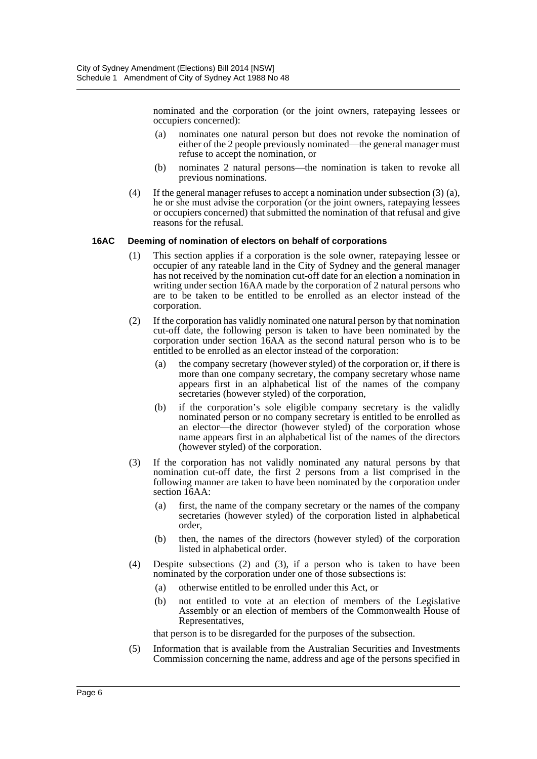nominated and the corporation (or the joint owners, ratepaying lessees or occupiers concerned):

(a) nominates one natural person but does not revoke the nomination of either of the 2 people previously nominated—the general manager must refuse to accept the nomination, or

(b) nominates 2 natural persons—the nomination is taken to revoke all previous nominations.

(4) If the general manager refuses to accept a nomination under subsection (3) (a), he or she must advise the corporation (or the joint owners, ratepaying lessees or occupiers concerned) that submitted the nomination of that refusal and give reasons for the refusal.

**16AC Deeming of nomination of electors on behalf of corporations**

(1) This section applies if a corporation is the sole owner, ratepaying lessee or occupier of any rateable land in the City of Sydney and the general manager has not received by the nomination cut-off date for an election a nomination in writing under section 16AA made by the corporation of 2 natural persons who are to be taken to be entitled to be enrolled as an elector instead of the corporation.

(2) If the corporation has validly nominated one natural person by that nomination cut-off date, the following person is taken to have been nominated by the corporation under section 16AA as the second natural person who is to be entitled to be enrolled as an elector instead of the corporation:

(a) the company secretary (however styled) of the corporation or, if there is more than one company secretary, the company secretary whose name appears first in an alphabetical list of the names of the company secretaries (however styled) of the corporation,

(b) if the corporation's sole eligible company secretary is the validly nominated person or no company secretary is entitled to be enrolled as an elector—the director (however styled) of the corporation whose name appears first in an alphabetical list of the names of the directors (however styled) of the corporation.

(3) If the corporation has not validly nominated any natural persons by that nomination cut-off date, the first 2 persons from a list comprised in the following manner are taken to have been nominated by the corporation under section 16AA:

(a) first, the name of the company secretary or the names of the company secretaries (however styled) of the corporation listed in alphabetical order,

(b) then, the names of the directors (however styled) of the corporation listed in alphabetical order.

(4) Despite subsections (2) and (3), if a person who is taken to have been nominated by the corporation under one of those subsections is:

(a) otherwise entitled to be enrolled under this Act, or

(b) not entitled to vote at an election of members of the Legislative Assembly or an election of members of the Commonwealth House of Representatives,

that person is to be disregarded for the purposes of the subsection.

(5) Information that is available from the Australian Securities and Investments Commission concerning the name, address and age of the persons specified in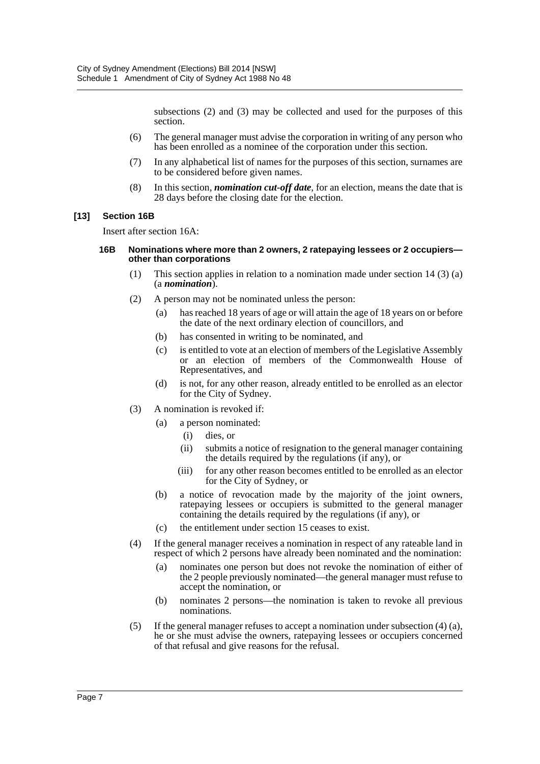subsections (2) and (3) may be collected and used for the purposes of this section.

(6) The general manager must advise the corporation in writing of any person who has been enrolled as a nominee of the corporation under this section.

(7) In any alphabetical list of names for the purposes of this section, surnames are to be considered before given names.

(8) In this section, ***nomination cut-off date***, for an election, means the date that is 28 days before the closing date for the election.

### [13] Section 16B

Insert after section 16A:

#### 16B Nominations where more than 2 owners, 2 ratepaying lessees or 2 occupiers—other than corporations

(1) This section applies in relation to a nomination made under section 14 (3) (a) (a ***nomination***).

(2) A person may not be nominated unless the person:

- (a) has reached 18 years of age or will attain the age of 18 years on or before the date of the next ordinary election of councillors, and
- (b) has consented in writing to be nominated, and
- (c) is entitled to vote at an election of members of the Legislative Assembly or an election of members of the Commonwealth House of Representatives, and
- (d) is not, for any other reason, already entitled to be enrolled as an elector for the City of Sydney.

(3) A nomination is revoked if:

- (a) a person nominated:
  - (i) dies, or
  - (ii) submits a notice of resignation to the general manager containing the details required by the regulations (if any), or
  - (iii) for any other reason becomes entitled to be enrolled as an elector for the City of Sydney, or
- (b) a notice of revocation made by the majority of the joint owners, ratepaying lessees or occupiers is submitted to the general manager containing the details required by the regulations (if any), or
- (c) the entitlement under section 15 ceases to exist.

(4) If the general manager receives a nomination in respect of any rateable land in respect of which 2 persons have already been nominated and the nomination:

- (a) nominates one person but does not revoke the nomination of either of the 2 people previously nominated—the general manager must refuse to accept the nomination, or
- (b) nominates 2 persons—the nomination is taken to revoke all previous nominations.

(5) If the general manager refuses to accept a nomination under subsection (4) (a), he or she must advise the owners, ratepaying lessees or occupiers concerned of that refusal and give reasons for the refusal.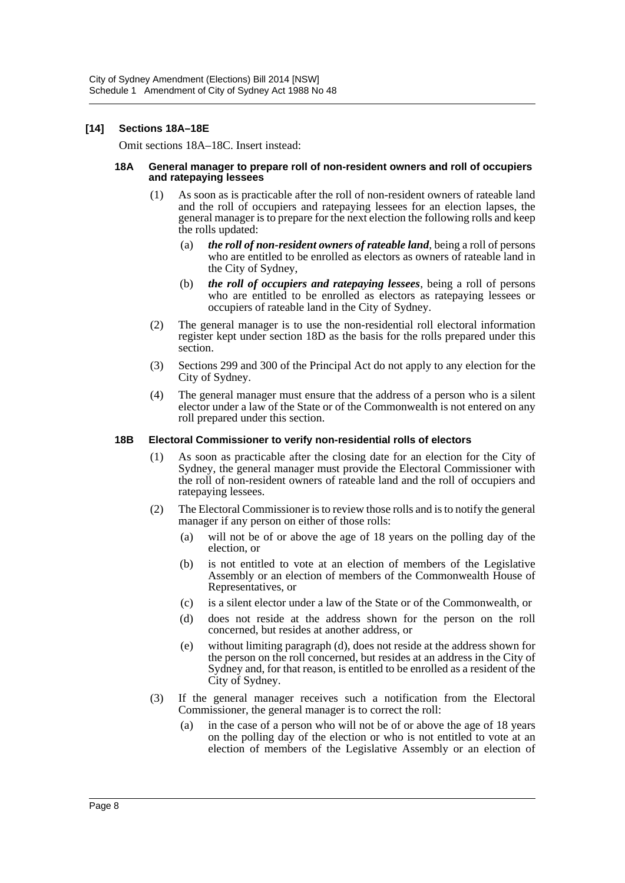**[14] Sections 18A–18E**

Omit sections 18A–18C. Insert instead:

**18A General manager to prepare roll of non-resident owners and roll of occupiers and ratepaying lessees**

(1) As soon as is practicable after the roll of non-resident owners of rateable land and the roll of occupiers and ratepaying lessees for an election lapses, the general manager is to prepare for the next election the following rolls and keep the rolls updated:

(a) ***the roll of non-resident owners of rateable land***, being a roll of persons who are entitled to be enrolled as electors as owners of rateable land in the City of Sydney,

(b) ***the roll of occupiers and ratepaying lessees***, being a roll of persons who are entitled to be enrolled as electors as ratepaying lessees or occupiers of rateable land in the City of Sydney.

(2) The general manager is to use the non-residential roll electoral information register kept under section 18D as the basis for the rolls prepared under this section.

(3) Sections 299 and 300 of the Principal Act do not apply to any election for the City of Sydney.

(4) The general manager must ensure that the address of a person who is a silent elector under a law of the State or of the Commonwealth is not entered on any roll prepared under this section.

**18B Electoral Commissioner to verify non-residential rolls of electors**

(1) As soon as practicable after the closing date for an election for the City of Sydney, the general manager must provide the Electoral Commissioner with the roll of non-resident owners of rateable land and the roll of occupiers and ratepaying lessees.

(2) The Electoral Commissioner is to review those rolls and is to notify the general manager if any person on either of those rolls:

(a) will not be of or above the age of 18 years on the polling day of the election, or

(b) is not entitled to vote at an election of members of the Legislative Assembly or an election of members of the Commonwealth House of Representatives, or

(c) is a silent elector under a law of the State or of the Commonwealth, or

(d) does not reside at the address shown for the person on the roll concerned, but resides at another address, or

(e) without limiting paragraph (d), does not reside at the address shown for the person on the roll concerned, but resides at an address in the City of Sydney and, for that reason, is entitled to be enrolled as a resident of the City of Sydney.

(3) If the general manager receives such a notification from the Electoral Commissioner, the general manager is to correct the roll:

(a) in the case of a person who will not be of or above the age of 18 years on the polling day of the election or who is not entitled to vote at an election of members of the Legislative Assembly or an election of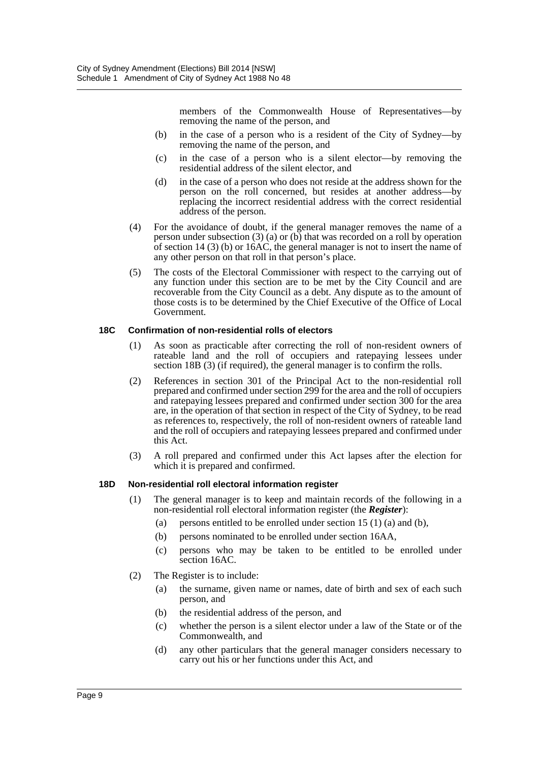members of the Commonwealth House of Representatives—by removing the name of the person, and

(b) in the case of a person who is a resident of the City of Sydney—by removing the name of the person, and

(c) in the case of a person who is a silent elector—by removing the residential address of the silent elector, and

(d) in the case of a person who does not reside at the address shown for the person on the roll concerned, but resides at another address—by replacing the incorrect residential address with the correct residential address of the person.

(4) For the avoidance of doubt, if the general manager removes the name of a person under subsection (3) (a) or (b) that was recorded on a roll by operation of section 14 (3) (b) or 16AC, the general manager is not to insert the name of any other person on that roll in that person's place.

(5) The costs of the Electoral Commissioner with respect to the carrying out of any function under this section are to be met by the City Council and are recoverable from the City Council as a debt. Any dispute as to the amount of those costs is to be determined by the Chief Executive of the Office of Local Government.

**18C Confirmation of non-residential rolls of electors**

(1) As soon as practicable after correcting the roll of non-resident owners of rateable land and the roll of occupiers and ratepaying lessees under section 18B (3) (if required), the general manager is to confirm the rolls.

(2) References in section 301 of the Principal Act to the non-residential roll prepared and confirmed under section 299 for the area and the roll of occupiers and ratepaying lessees prepared and confirmed under section 300 for the area are, in the operation of that section in respect of the City of Sydney, to be read as references to, respectively, the roll of non-resident owners of rateable land and the roll of occupiers and ratepaying lessees prepared and confirmed under this Act.

(3) A roll prepared and confirmed under this Act lapses after the election for which it is prepared and confirmed.

**18D Non-residential roll electoral information register**

(1) The general manager is to keep and maintain records of the following in a non-residential roll electoral information register (the ***Register***):

(a) persons entitled to be enrolled under section 15 (1) (a) and (b),

(b) persons nominated to be enrolled under section 16AA,

(c) persons who may be taken to be entitled to be enrolled under section 16AC.

(2) The Register is to include:

(a) the surname, given name or names, date of birth and sex of each such person, and

(b) the residential address of the person, and

(c) whether the person is a silent elector under a law of the State or of the Commonwealth, and

(d) any other particulars that the general manager considers necessary to carry out his or her functions under this Act, and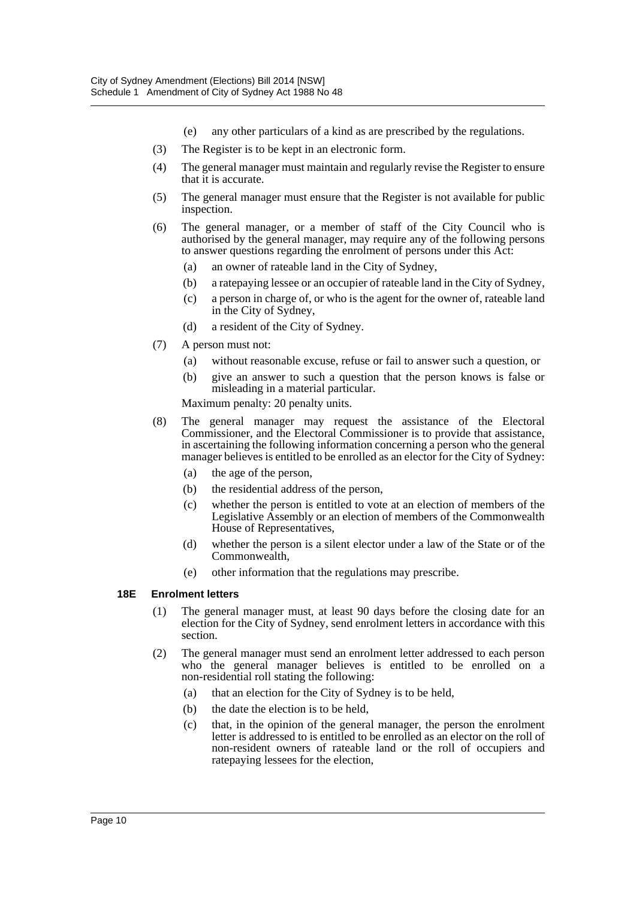(e) any other particulars of a kind as are prescribed by the regulations.

(3) The Register is to be kept in an electronic form.

(4) The general manager must maintain and regularly revise the Register to ensure that it is accurate.

(5) The general manager must ensure that the Register is not available for public inspection.

(6) The general manager, or a member of staff of the City Council who is authorised by the general manager, may require any of the following persons to answer questions regarding the enrolment of persons under this Act:

- (a) an owner of rateable land in the City of Sydney,
- (b) a ratepaying lessee or an occupier of rateable land in the City of Sydney,
- (c) a person in charge of, or who is the agent for the owner of, rateable land in the City of Sydney,
- (d) a resident of the City of Sydney.

(7) A person must not:

- (a) without reasonable excuse, refuse or fail to answer such a question, or
- (b) give an answer to such a question that the person knows is false or misleading in a material particular.

Maximum penalty: 20 penalty units.

(8) The general manager may request the assistance of the Electoral Commissioner, and the Electoral Commissioner is to provide that assistance, in ascertaining the following information concerning a person who the general manager believes is entitled to be enrolled as an elector for the City of Sydney:

- (a) the age of the person,
- (b) the residential address of the person,
- (c) whether the person is entitled to vote at an election of members of the Legislative Assembly or an election of members of the Commonwealth House of Representatives,
- (d) whether the person is a silent elector under a law of the State or of the Commonwealth,
- (e) other information that the regulations may prescribe.

**18E Enrolment letters**

(1) The general manager must, at least 90 days before the closing date for an election for the City of Sydney, send enrolment letters in accordance with this section.

(2) The general manager must send an enrolment letter addressed to each person who the general manager believes is entitled to be enrolled on a non-residential roll stating the following:

- (a) that an election for the City of Sydney is to be held,
- (b) the date the election is to be held,
- (c) that, in the opinion of the general manager, the person the enrolment letter is addressed to is entitled to be enrolled as an elector on the roll of non-resident owners of rateable land or the roll of occupiers and ratepaying lessees for the election,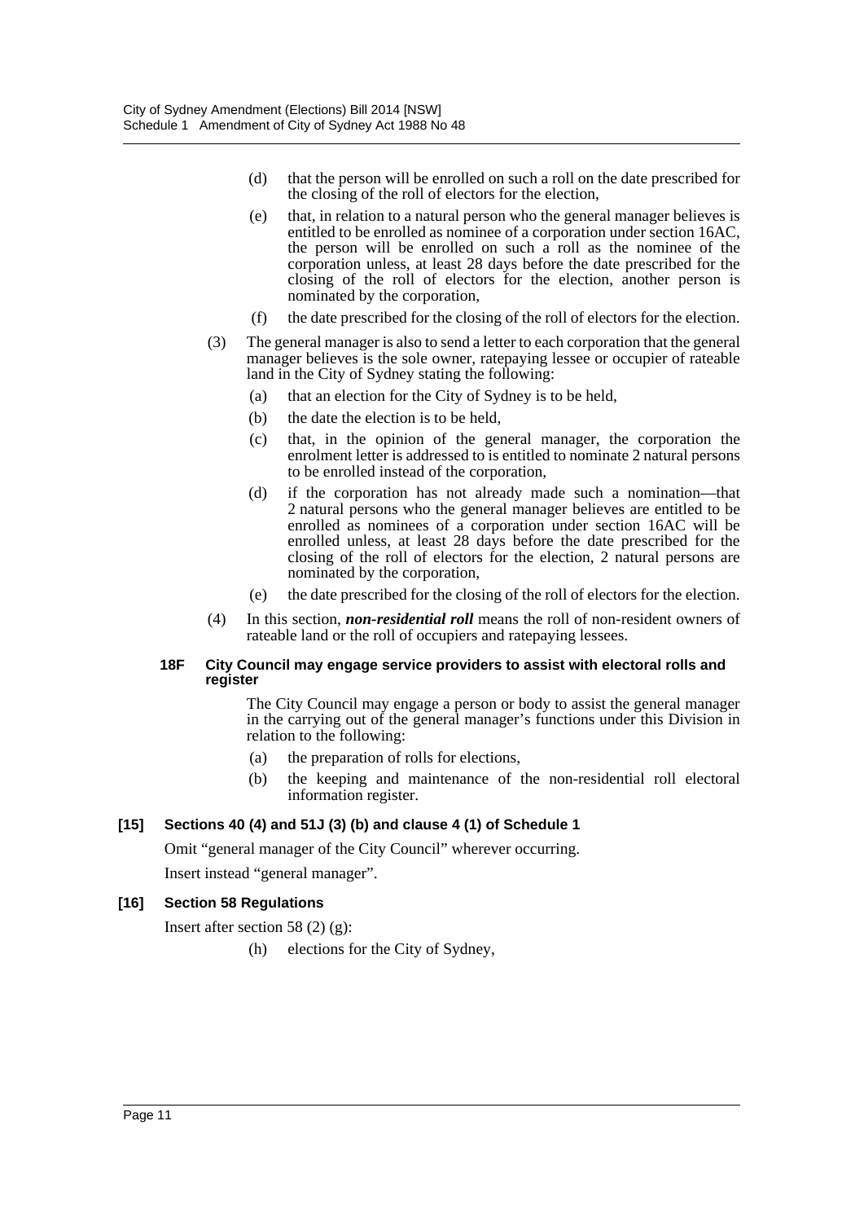(d) that the person will be enrolled on such a roll on the date prescribed for the closing of the roll of electors for the election,

(e) that, in relation to a natural person who the general manager believes is entitled to be enrolled as nominee of a corporation under section 16AC, the person will be enrolled on such a roll as the nominee of the corporation unless, at least 28 days before the date prescribed for the closing of the roll of electors for the election, another person is nominated by the corporation,

(f) the date prescribed for the closing of the roll of electors for the election.

(3) The general manager is also to send a letter to each corporation that the general manager believes is the sole owner, ratepaying lessee or occupier of rateable land in the City of Sydney stating the following:

(a) that an election for the City of Sydney is to be held,

(b) the date the election is to be held,

(c) that, in the opinion of the general manager, the corporation the enrolment letter is addressed to is entitled to nominate 2 natural persons to be enrolled instead of the corporation,

(d) if the corporation has not already made such a nomination—that 2 natural persons who the general manager believes are entitled to be enrolled as nominees of a corporation under section 16AC will be enrolled unless, at least 28 days before the date prescribed for the closing of the roll of electors for the election, 2 natural persons are nominated by the corporation,

(e) the date prescribed for the closing of the roll of electors for the election.

(4) In this section, ***non-residential roll*** means the roll of non-resident owners of rateable land or the roll of occupiers and ratepaying lessees.

#### 18F City Council may engage service providers to assist with electoral rolls and register

The City Council may engage a person or body to assist the general manager in the carrying out of the general manager's functions under this Division in relation to the following:

(a) the preparation of rolls for elections,

(b) the keeping and maintenance of the non-residential roll electoral information register.

### [15] Sections 40 (4) and 51J (3) (b) and clause 4 (1) of Schedule 1

Omit "general manager of the City Council" wherever occurring.

Insert instead "general manager".

### [16] Section 58 Regulations

Insert after section 58 (2) (g):

(h) elections for the City of Sydney,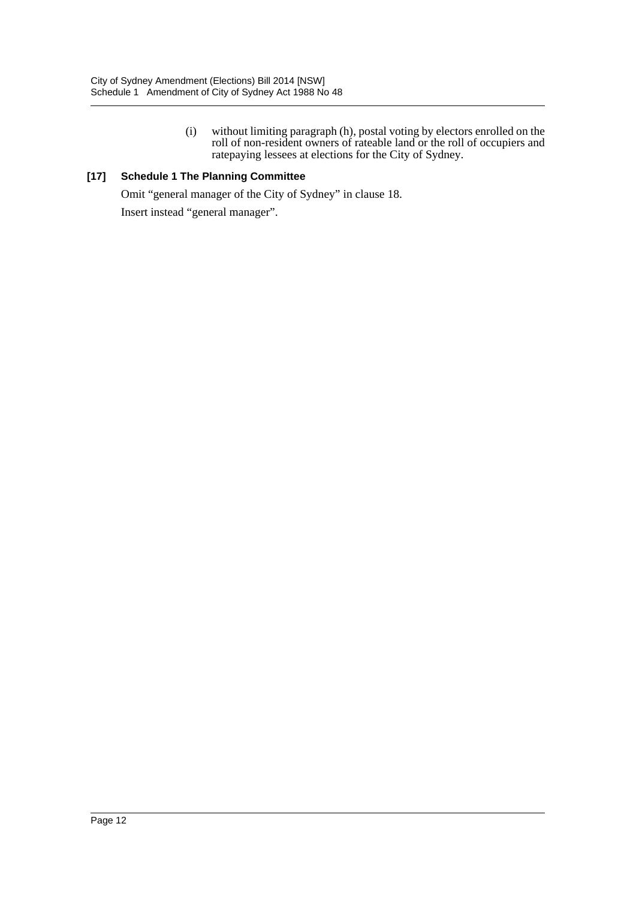(i) without limiting paragraph (h), postal voting by electors enrolled on the roll of non-resident owners of rateable land or the roll of occupiers and ratepaying lessees at elections for the City of Sydney.

**[17] Schedule 1 The Planning Committee**

Omit "general manager of the City of Sydney" in clause 18.

Insert instead "general manager".